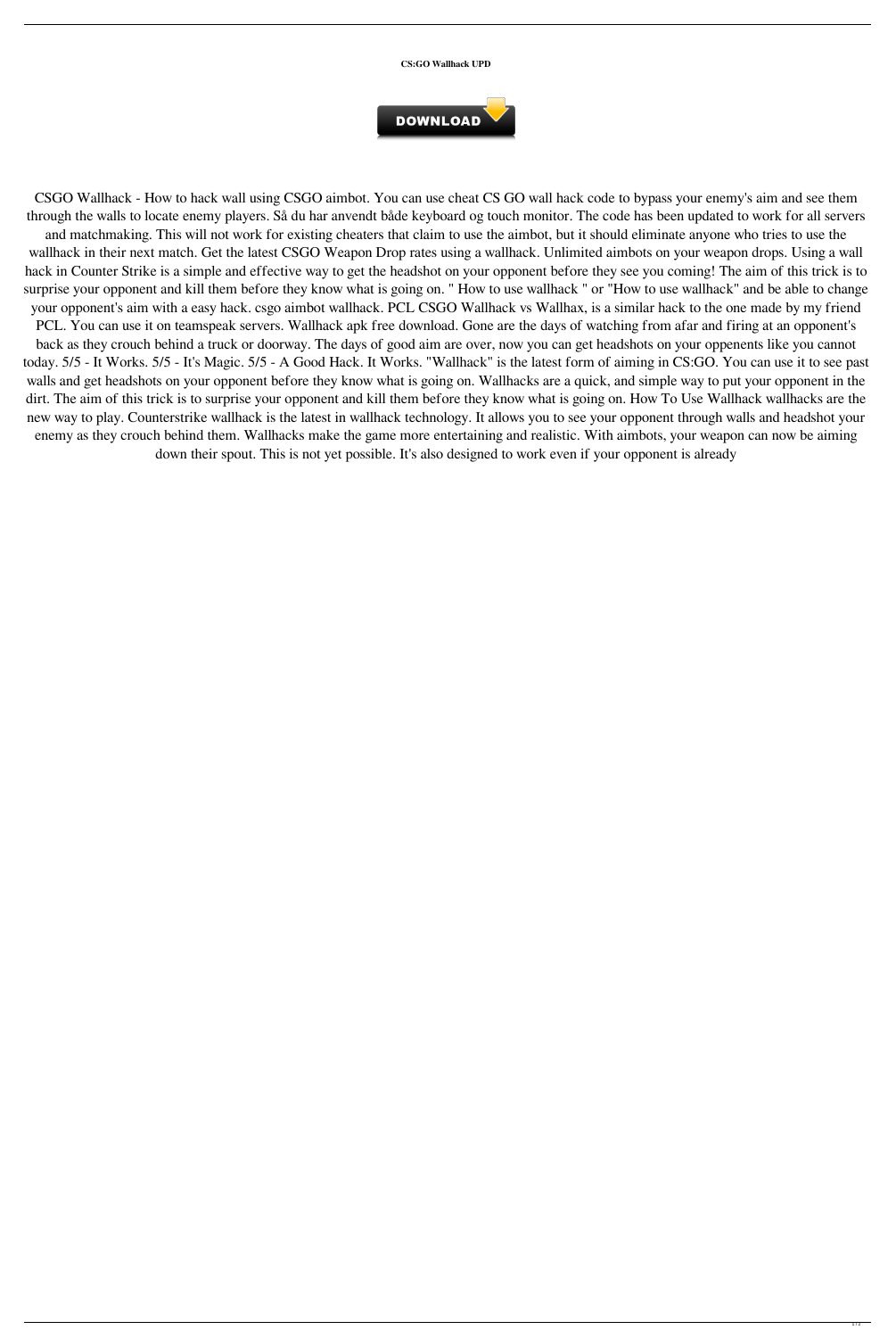**CS:GO Wallhack UPD**

DOWNLOAD

CSGO Wallhack - How to hack wall using CSGO aimbot. You can use cheat CS GO wall hack code to bypass your enemy's aim and see them through the walls to locate enemy players. Så du har anvendt både keyboard og touch monitor. The code has been updated to work for all servers and matchmaking. This will not work for existing cheaters that claim to use the aimbot, but it should eliminate anyone who tries to use the wallhack in their next match. Get the latest CSGO Weapon Drop rates using a wallhack. Unlimited aimbots on your weapon drops. Using a wall hack in Counter Strike is a simple and effective way to get the headshot on your opponent before they see you coming! The aim of this trick is to surprise your opponent and kill them before they know what is going on. " How to use wallhack " or "How to use wallhack" and be able to change your opponent's aim with a easy hack. csgo aimbot wallhack. PCL CSGO Wallhack vs Wallhax, is a similar hack to the one made by my friend PCL. You can use it on teamspeak servers. Wallhack apk free download. Gone are the days of watching from afar and firing at an opponent's back as they crouch behind a truck or doorway. The days of good aim are over, now you can get headshots on your oppenents like you cannot today. 5/5 - It Works. 5/5 - It's Magic. 5/5 - A Good Hack. It Works. "Wallhack" is the latest form of aiming in CS:GO. You can use it to see past walls and get headshots on your opponent before they know what is going on. Wallhacks are a quick, and simple way to put your opponent in the dirt. The aim of this trick is to surprise your opponent and kill them before they know what is going on. How To Use Wallhack wallhacks are the new way to play. Counterstrike wallhack is the latest in wallhack technology. It allows you to see your opponent through walls and headshot your enemy as they crouch behind them. Wallhacks make the game more entertaining and realistic. With aimbots, your weapon can now be aiming down their spout. This is not yet possible. It's also designed to work even if your opponent is already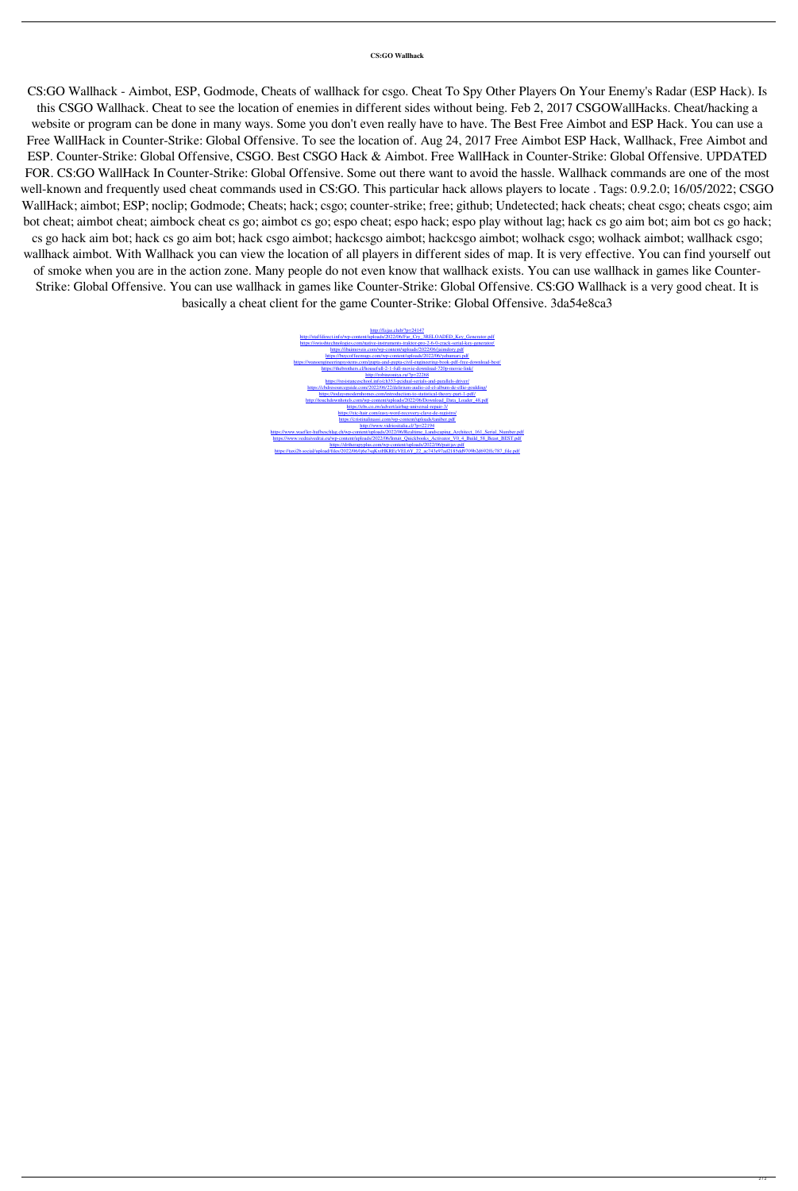**CS:GO Wallhack**

CS:GO Wallhack - Aimbot, ESP, Godmode, Cheats of wallhack for csgo. Cheat To Spy Other Players On Your Enemy's Radar (ESP Hack). Is this CSGO Wallhack. Cheat to see the location of enemies in different sides without being. Feb 2, 2017 CSGOWallHacks. Cheat/hacking a website or program can be done in many ways. Some you don't even really have to have. The Best Free Aimbot and ESP Hack. You can use a Free WallHack in Counter-Strike: Global Offensive. To see the location of. Aug 24, 2017 Free Aimbot ESP Hack, Wallhack, Free Aimbot and ESP. Counter-Strike: Global Offensive, CSGO. Best CSGO Hack & Aimbot. Free WallHack in Counter-Strike: Global Offensive. UPDATED FOR. CS:GO WallHack In Counter-Strike: Global Offensive. Some out there want to avoid the hassle. Wallhack commands are one of the most well-known and frequently used cheat commands used in CS:GO. This particular hack allows players to locate . Tags: 0.9.2.0; 16/05/2022; CSGO WallHack; aimbot; ESP; noclip; Godmode; Cheats; hack; csgo; counter-strike; free; github; Undetected; hack cheats; cheat csgo; cheats csgo; aim bot cheat; aimbot cheat; aimbock cheat cs go; aimbot cs go; espo cheat; espo hack; espo play without lag; hack cs go aim bot; aim bot cs go hack; cs go hack aim bot; hack cs go aim bot; hack csgo aimbot; hackcsgo aimbot; hackcsgo aimbot; wolhack csgo; wolhack aimbot; wallhack csgo; wallhack aimbot. With Wallhack you can view the location of all players in different sides of map. It is very effective. You can find yourself out of smoke when you are in the action zone. Many people do not even know that wallhack exists. You can use wallhack in games like Counter-Strike: Global Offensive. You can use wallhack in games like Counter-Strike: Global Offensive. CS:GO Wallhack is a very good cheat. It is basically a cheat client for the game Counter-Strike: Global Offensive. 3da54e8ca3

http://fajas.club/?p=24147
http://mediadirect.info/wp-content/uploads/2022/06/Far_Cry_3RELOADED_Key_Generator.pdf
https://swisshtechnologies.com/native-instruments-traktor-pro-2-6-0-crack-serial-key-generator/
https://ibaimoveis.com/wp-content/uploads/2022/06/aimdory.pdf
https://buycoffeemugs.com/wp-content/uploads/2022/06/yehumari.pdf
https://nanoengineeringsystems.com/gupta-and-gupta-civil-engineering-book-pdf-free-download-best/
https://thebrothers.cl/housefull-2-1-full-movie-download-720p-movie-link/
http://rootwoonica.ru/?p=22268
https://resistanceschool.info/ch353-pcidual-serials-and-parallels-driver/
https://cbdresourceguide.com/2022/06/22/delirium-audio-cd-el-album-de-ellie-goulding/
https://todaysmodernhomes.com/introduction-to-statistical-theory-part-1-pdf/
http://touchdownhotels.com/wp-content/uploads/2022/06/Download_Data_Loader_48.pdf
https://cbs.co.zw/hubert/airbag-universal-repair-3/
https://ric-hair.com/easy-word-recovery-clave-de-registro/
https://cristinalinassi.com/wp-content/uploads/amber.pdf
http://www.vidriositalia.cl/?p=22194
https://www.waefler-hufbeschlag.ch/wp-content/uploads/2022/06/Realtime_Landscaping_Architect_161_Serial_Number.pdf
https://www.vedraveditai.eu/wp-content/uploads/2022/06/Intuit_Quickbooks_Activator_V0_4_Build_58_Beast_BEST.pdf
https://drtherapyplus.com/wp-content/uploads/2022/06/pairjav.pdf
https://iaxccb.social/upload/files/2022/06/fpe7sqKxtHKREzVELtY_22_ac743e97ad2185dd9709b2d6928fc787_file.pdf